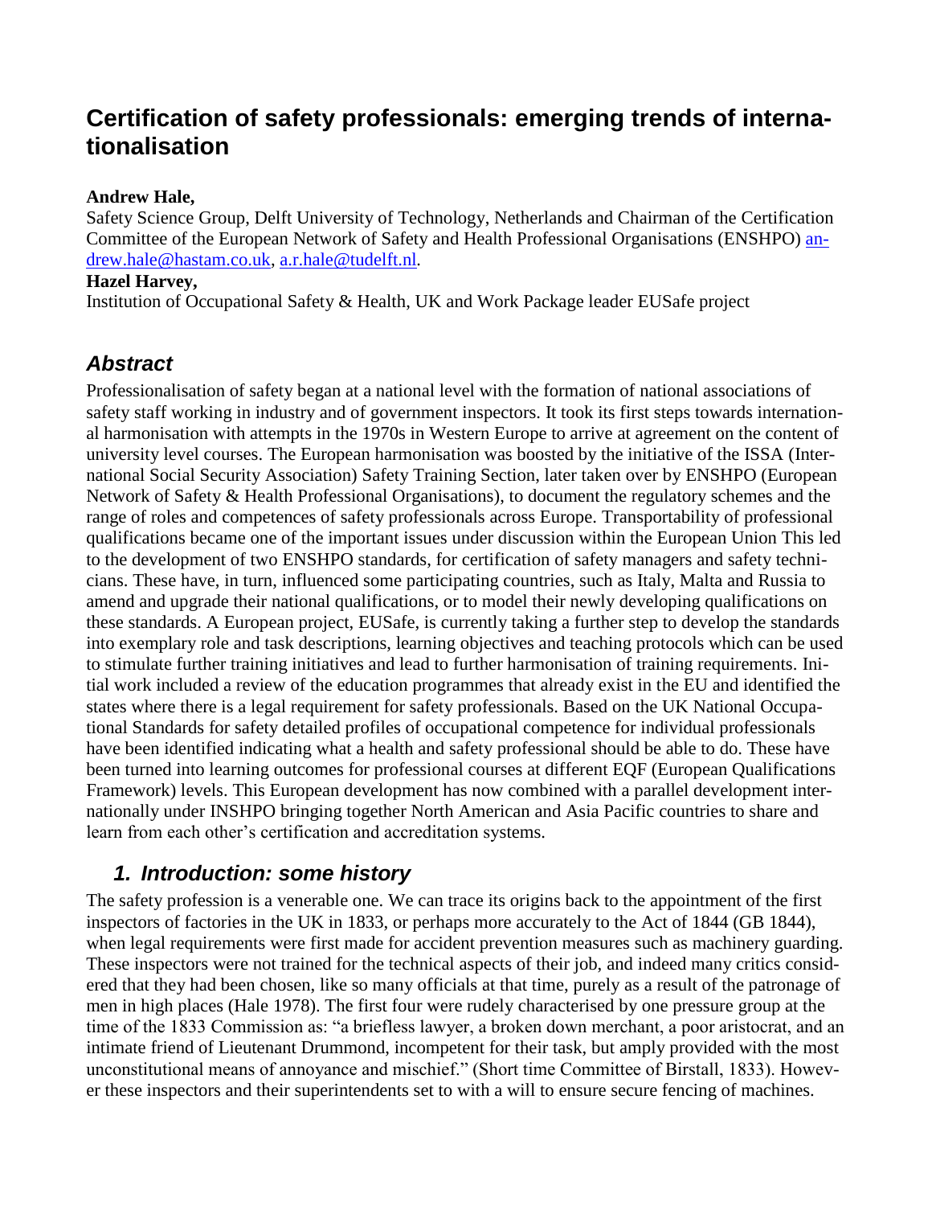# Certification of safety professionals: emerging trends of internationalisation

**Andrew Hale,**
Safety Science Group, Delft University of Technology, Netherlands and Chairman of the Certification Committee of the European Network of Safety and Health Professional Organisations (ENSHPO) andrew.hale@hastam.co.uk, a.r.hale@tudelft.nl.

**Hazel Harvey,**
Institution of Occupational Safety & Health, UK and Work Package leader EUSafe project

## *Abstract*

Professionalisation of safety began at a national level with the formation of national associations of safety staff working in industry and of government inspectors. It took its first steps towards international harmonisation with attempts in the 1970s in Western Europe to arrive at agreement on the content of university level courses. The European harmonisation was boosted by the initiative of the ISSA (International Social Security Association) Safety Training Section, later taken over by ENSHPO (European Network of Safety & Health Professional Organisations), to document the regulatory schemes and the range of roles and competences of safety professionals across Europe. Transportability of professional qualifications became one of the important issues under discussion within the European Union This led to the development of two ENSHPO standards, for certification of safety managers and safety technicians. These have, in turn, influenced some participating countries, such as Italy, Malta and Russia to amend and upgrade their national qualifications, or to model their newly developing qualifications on these standards. A European project, EUSafe, is currently taking a further step to develop the standards into exemplary role and task descriptions, learning objectives and teaching protocols which can be used to stimulate further training initiatives and lead to further harmonisation of training requirements. Initial work included a review of the education programmes that already exist in the EU and identified the states where there is a legal requirement for safety professionals. Based on the UK National Occupational Standards for safety detailed profiles of occupational competence for individual professionals have been identified indicating what a health and safety professional should be able to do. These have been turned into learning outcomes for professional courses at different EQF (European Qualifications Framework) levels. This European development has now combined with a parallel development internationally under INSHPO bringing together North American and Asia Pacific countries to share and learn from each other's certification and accreditation systems.

## *1. Introduction: some history*

The safety profession is a venerable one. We can trace its origins back to the appointment of the first inspectors of factories in the UK in 1833, or perhaps more accurately to the Act of 1844 (GB 1844), when legal requirements were first made for accident prevention measures such as machinery guarding. These inspectors were not trained for the technical aspects of their job, and indeed many critics considered that they had been chosen, like so many officials at that time, purely as a result of the patronage of men in high places (Hale 1978). The first four were rudely characterised by one pressure group at the time of the 1833 Commission as: "a briefless lawyer, a broken down merchant, a poor aristocrat, and an intimate friend of Lieutenant Drummond, incompetent for their task, but amply provided with the most unconstitutional means of annoyance and mischief." (Short time Committee of Birstall, 1833). However these inspectors and their superintendents set to with a will to ensure secure fencing of machines.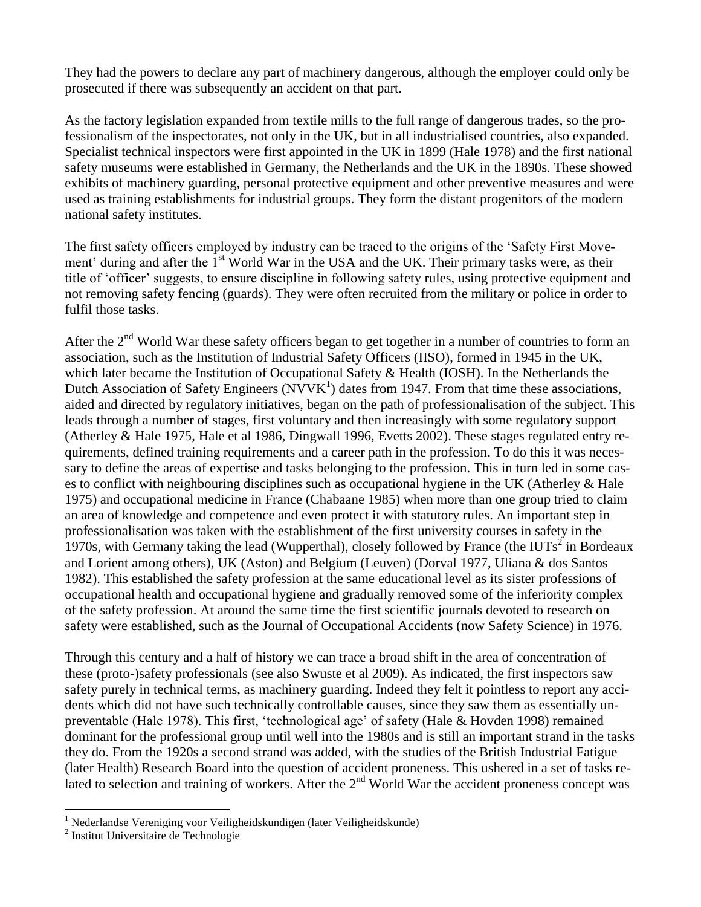They had the powers to declare any part of machinery dangerous, although the employer could only be prosecuted if there was subsequently an accident on that part.

As the factory legislation expanded from textile mills to the full range of dangerous trades, so the professionalism of the inspectorates, not only in the UK, but in all industrialised countries, also expanded. Specialist technical inspectors were first appointed in the UK in 1899 (Hale 1978) and the first national safety museums were established in Germany, the Netherlands and the UK in the 1890s. These showed exhibits of machinery guarding, personal protective equipment and other preventive measures and were used as training establishments for industrial groups. They form the distant progenitors of the modern national safety institutes.

The first safety officers employed by industry can be traced to the origins of the 'Safety First Movement' during and after the 1st World War in the USA and the UK. Their primary tasks were, as their title of 'officer' suggests, to ensure discipline in following safety rules, using protective equipment and not removing safety fencing (guards). They were often recruited from the military or police in order to fulfil those tasks.

After the 2nd World War these safety officers began to get together in a number of countries to form an association, such as the Institution of Industrial Safety Officers (IISO), formed in 1945 in the UK, which later became the Institution of Occupational Safety & Health (IOSH). In the Netherlands the Dutch Association of Safety Engineers (NVVK[1]) dates from 1947. From that time these associations, aided and directed by regulatory initiatives, began on the path of professionalisation of the subject. This leads through a number of stages, first voluntary and then increasingly with some regulatory support (Atherley & Hale 1975, Hale et al 1986, Dingwall 1996, Evetts 2002). These stages regulated entry requirements, defined training requirements and a career path in the profession. To do this it was necessary to define the areas of expertise and tasks belonging to the profession. This in turn led in some cases to conflict with neighbouring disciplines such as occupational hygiene in the UK (Atherley & Hale 1975) and occupational medicine in France (Chabaane 1985) when more than one group tried to claim an area of knowledge and competence and even protect it with statutory rules. An important step in professionalisation was taken with the establishment of the first university courses in safety in the 1970s, with Germany taking the lead (Wupperthal), closely followed by France (the IUTs[2] in Bordeaux and Lorient among others), UK (Aston) and Belgium (Leuven) (Dorval 1977, Uliana & dos Santos 1982). This established the safety profession at the same educational level as its sister professions of occupational health and occupational hygiene and gradually removed some of the inferiority complex of the safety profession. At around the same time the first scientific journals devoted to research on safety were established, such as the Journal of Occupational Accidents (now Safety Science) in 1976.

Through this century and a half of history we can trace a broad shift in the area of concentration of these (proto-)safety professionals (see also Swuste et al 2009). As indicated, the first inspectors saw safety purely in technical terms, as machinery guarding. Indeed they felt it pointless to report any accidents which did not have such technically controllable causes, since they saw them as essentially unpreventable (Hale 1978). This first, 'technological age' of safety (Hale & Hovden 1998) remained dominant for the professional group until well into the 1980s and is still an important strand in the tasks they do. From the 1920s a second strand was added, with the studies of the British Industrial Fatigue (later Health) Research Board into the question of accident proneness. This ushered in a set of tasks related to selection and training of workers. After the 2nd World War the accident proneness concept was

[1] Nederlandse Vereniging voor Veiligheidskundigen (later Veiligheidskunde)

[2] Institut Universitaire de Technologie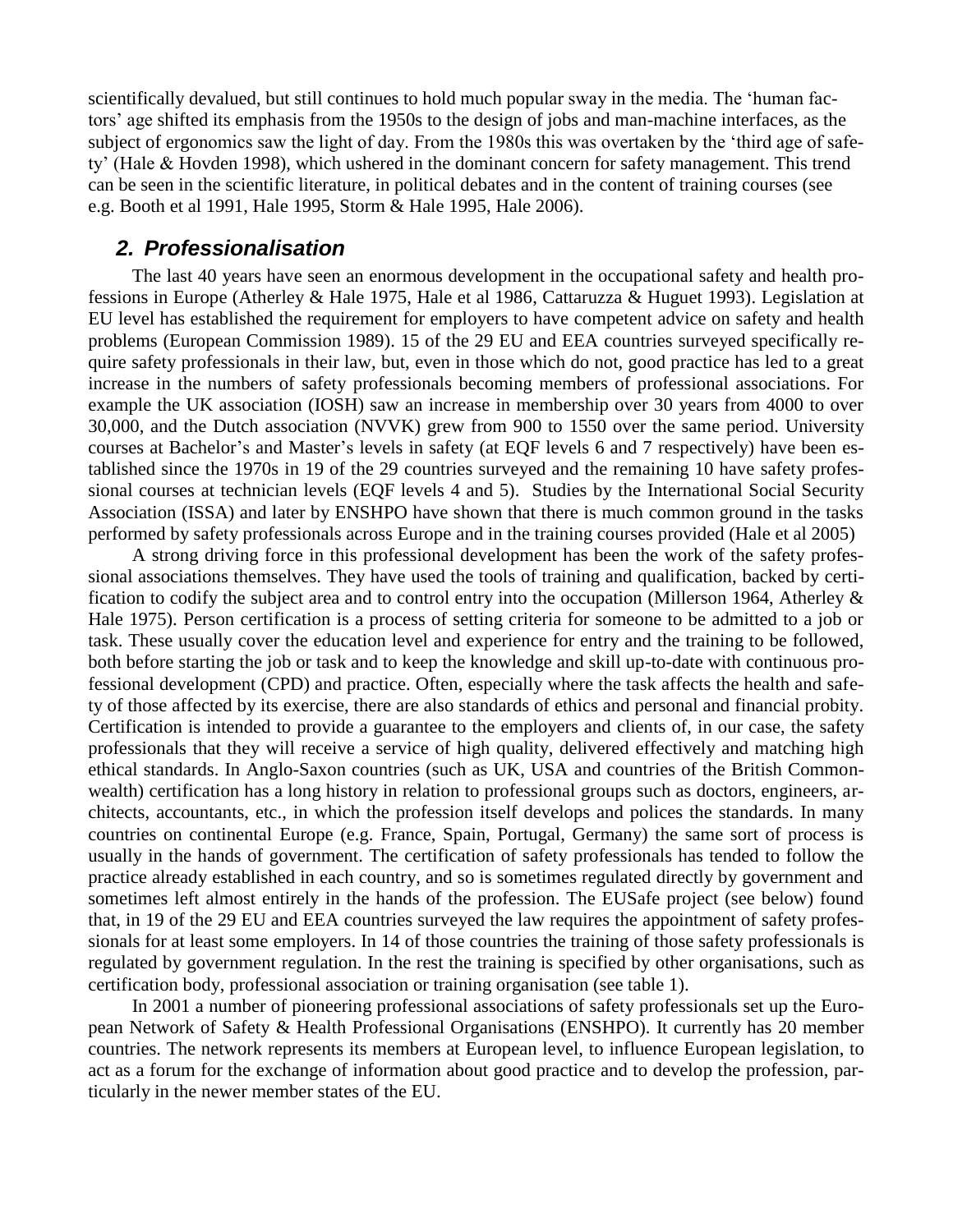scientifically devalued, but still continues to hold much popular sway in the media. The 'human factors' age shifted its emphasis from the 1950s to the design of jobs and man-machine interfaces, as the subject of ergonomics saw the light of day. From the 1980s this was overtaken by the 'third age of safety' (Hale & Hovden 1998), which ushered in the dominant concern for safety management. This trend can be seen in the scientific literature, in political debates and in the content of training courses (see e.g. Booth et al 1991, Hale 1995, Storm & Hale 1995, Hale 2006).

## 2. Professionalisation

The last 40 years have seen an enormous development in the occupational safety and health professions in Europe (Atherley & Hale 1975, Hale et al 1986, Cattaruzza & Huguet 1993). Legislation at EU level has established the requirement for employers to have competent advice on safety and health problems (European Commission 1989). 15 of the 29 EU and EEA countries surveyed specifically require safety professionals in their law, but, even in those which do not, good practice has led to a great increase in the numbers of safety professionals becoming members of professional associations. For example the UK association (IOSH) saw an increase in membership over 30 years from 4000 to over 30,000, and the Dutch association (NVVK) grew from 900 to 1550 over the same period. University courses at Bachelor's and Master's levels in safety (at EQF levels 6 and 7 respectively) have been established since the 1970s in 19 of the 29 countries surveyed and the remaining 10 have safety professional courses at technician levels (EQF levels 4 and 5). Studies by the International Social Security Association (ISSA) and later by ENSHPO have shown that there is much common ground in the tasks performed by safety professionals across Europe and in the training courses provided (Hale et al 2005)

A strong driving force in this professional development has been the work of the safety professional associations themselves. They have used the tools of training and qualification, backed by certification to codify the subject area and to control entry into the occupation (Millerson 1964, Atherley & Hale 1975). Person certification is a process of setting criteria for someone to be admitted to a job or task. These usually cover the education level and experience for entry and the training to be followed, both before starting the job or task and to keep the knowledge and skill up-to-date with continuous professional development (CPD) and practice. Often, especially where the task affects the health and safety of those affected by its exercise, there are also standards of ethics and personal and financial probity. Certification is intended to provide a guarantee to the employers and clients of, in our case, the safety professionals that they will receive a service of high quality, delivered effectively and matching high ethical standards. In Anglo-Saxon countries (such as UK, USA and countries of the British Commonwealth) certification has a long history in relation to professional groups such as doctors, engineers, architects, accountants, etc., in which the profession itself develops and polices the standards. In many countries on continental Europe (e.g. France, Spain, Portugal, Germany) the same sort of process is usually in the hands of government. The certification of safety professionals has tended to follow the practice already established in each country, and so is sometimes regulated directly by government and sometimes left almost entirely in the hands of the profession. The EUSafe project (see below) found that, in 19 of the 29 EU and EEA countries surveyed the law requires the appointment of safety professionals for at least some employers. In 14 of those countries the training of those safety professionals is regulated by government regulation. In the rest the training is specified by other organisations, such as certification body, professional association or training organisation (see table 1).

In 2001 a number of pioneering professional associations of safety professionals set up the European Network of Safety & Health Professional Organisations (ENSHPO). It currently has 20 member countries. The network represents its members at European level, to influence European legislation, to act as a forum for the exchange of information about good practice and to develop the profession, particularly in the newer member states of the EU.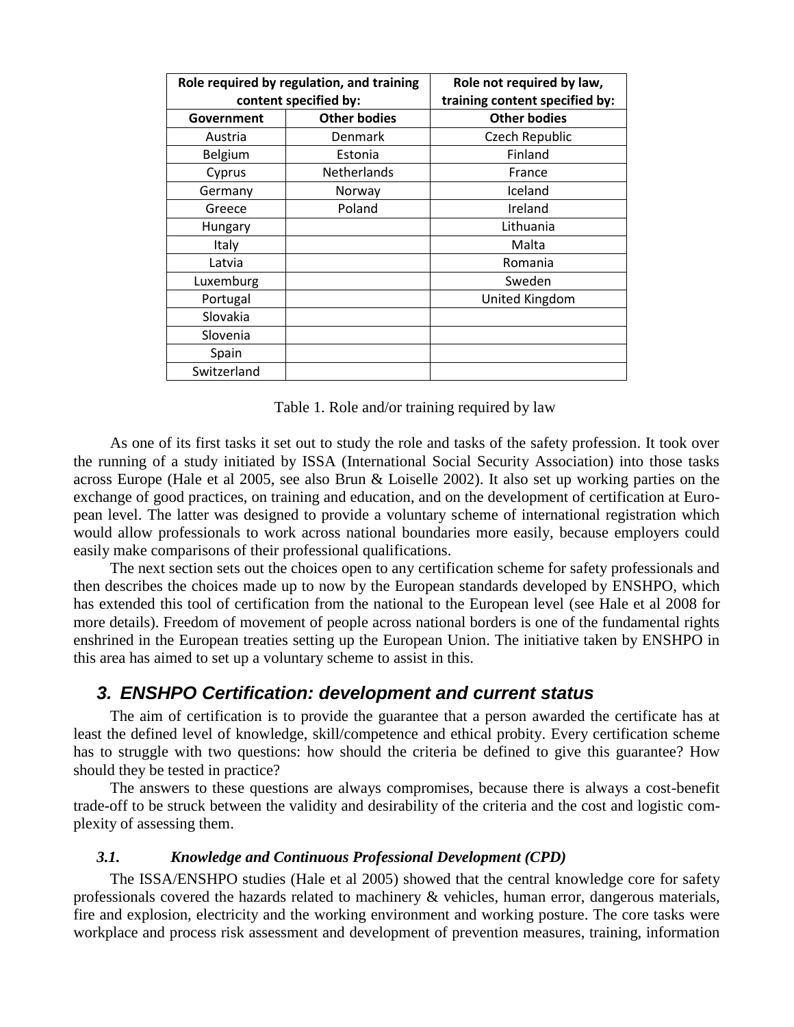| Role required by regulation, and training content specified by: | | Role not required by law, training content specified by: |
|---|---|---|
| Government | Other bodies | Other bodies |
| Austria | Denmark | Czech Republic |
| Belgium | Estonia | Finland |
| Cyprus | Netherlands | France |
| Germany | Norway | Iceland |
| Greece | Poland | Ireland |
| Hungary | | Lithuania |
| Italy | | Malta |
| Latvia | | Romania |
| Luxemburg | | Sweden |
| Portugal | | United Kingdom |
| Slovakia | | |
| Slovenia | | |
| Spain | | |
| Switzerland | | |

Table 1. Role and/or training required by law

As one of its first tasks it set out to study the role and tasks of the safety profession. It took over the running of a study initiated by ISSA (International Social Security Association) into those tasks across Europe (Hale et al 2005, see also Brun & Loiselle 2002). It also set up working parties on the exchange of good practices, on training and education, and on the development of certification at European level. The latter was designed to provide a voluntary scheme of international registration which would allow professionals to work across national boundaries more easily, because employers could easily make comparisons of their professional qualifications.

The next section sets out the choices open to any certification scheme for safety professionals and then describes the choices made up to now by the European standards developed by ENSHPO, which has extended this tool of certification from the national to the European level (see Hale et al 2008 for more details). Freedom of movement of people across national borders is one of the fundamental rights enshrined in the European treaties setting up the European Union. The initiative taken by ENSHPO in this area has aimed to set up a voluntary scheme to assist in this.

## 3. ENSHPO Certification: development and current status

The aim of certification is to provide the guarantee that a person awarded the certificate has at least the defined level of knowledge, skill/competence and ethical probity. Every certification scheme has to struggle with two questions: how should the criteria be defined to give this guarantee? How should they be tested in practice?

The answers to these questions are always compromises, because there is always a cost-benefit trade-off to be struck between the validity and desirability of the criteria and the cost and logistic complexity of assessing them.

### *3.1. Knowledge and Continuous Professional Development (CPD)*

The ISSA/ENSHPO studies (Hale et al 2005) showed that the central knowledge core for safety professionals covered the hazards related to machinery & vehicles, human error, dangerous materials, fire and explosion, electricity and the working environment and working posture. The core tasks were workplace and process risk assessment and development of prevention measures, training, information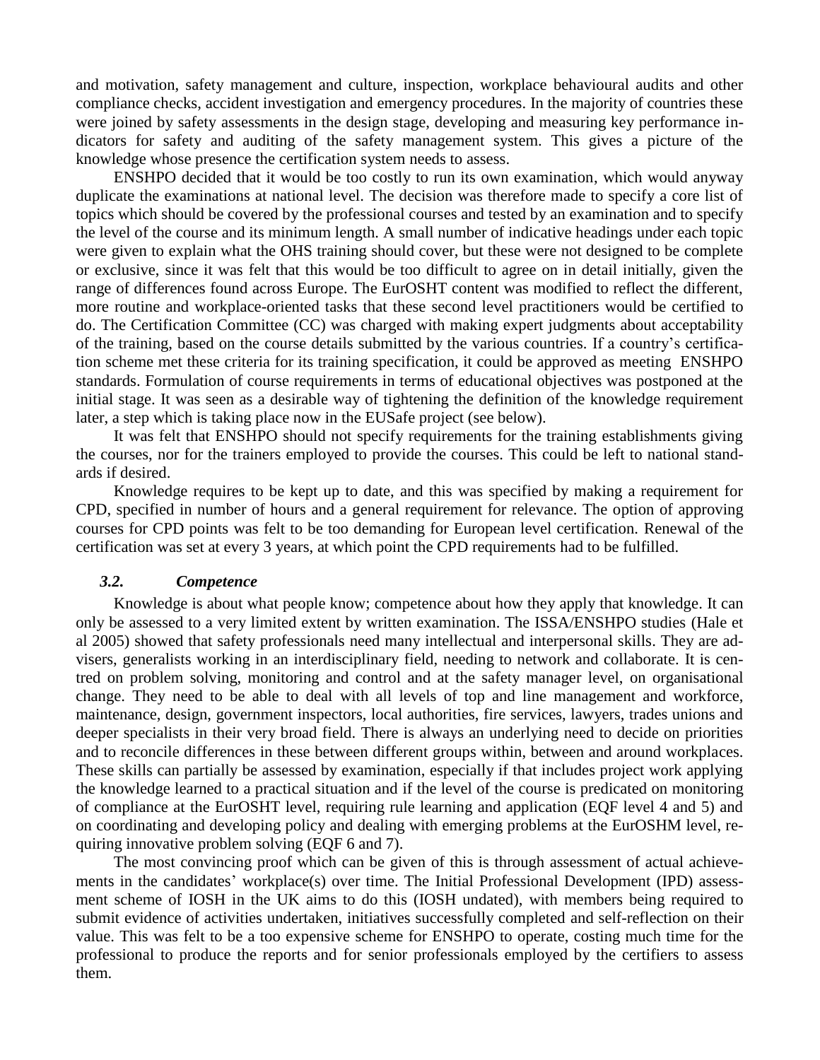and motivation, safety management and culture, inspection, workplace behavioural audits and other compliance checks, accident investigation and emergency procedures. In the majority of countries these were joined by safety assessments in the design stage, developing and measuring key performance indicators for safety and auditing of the safety management system. This gives a picture of the knowledge whose presence the certification system needs to assess.

ENSHPO decided that it would be too costly to run its own examination, which would anyway duplicate the examinations at national level. The decision was therefore made to specify a core list of topics which should be covered by the professional courses and tested by an examination and to specify the level of the course and its minimum length. A small number of indicative headings under each topic were given to explain what the OHS training should cover, but these were not designed to be complete or exclusive, since it was felt that this would be too difficult to agree on in detail initially, given the range of differences found across Europe. The EurOSHT content was modified to reflect the different, more routine and workplace-oriented tasks that these second level practitioners would be certified to do. The Certification Committee (CC) was charged with making expert judgments about acceptability of the training, based on the course details submitted by the various countries. If a country's certification scheme met these criteria for its training specification, it could be approved as meeting ENSHPO standards. Formulation of course requirements in terms of educational objectives was postponed at the initial stage. It was seen as a desirable way of tightening the definition of the knowledge requirement later, a step which is taking place now in the EUSafe project (see below).

It was felt that ENSHPO should not specify requirements for the training establishments giving the courses, nor for the trainers employed to provide the courses. This could be left to national standards if desired.

Knowledge requires to be kept up to date, and this was specified by making a requirement for CPD, specified in number of hours and a general requirement for relevance. The option of approving courses for CPD points was felt to be too demanding for European level certification. Renewal of the certification was set at every 3 years, at which point the CPD requirements had to be fulfilled.

### *3.2. Competence*

Knowledge is about what people know; competence about how they apply that knowledge. It can only be assessed to a very limited extent by written examination. The ISSA/ENSHPO studies (Hale et al 2005) showed that safety professionals need many intellectual and interpersonal skills. They are advisers, generalists working in an interdisciplinary field, needing to network and collaborate. It is centred on problem solving, monitoring and control and at the safety manager level, on organisational change. They need to be able to deal with all levels of top and line management and workforce, maintenance, design, government inspectors, local authorities, fire services, lawyers, trades unions and deeper specialists in their very broad field. There is always an underlying need to decide on priorities and to reconcile differences in these between different groups within, between and around workplaces. These skills can partially be assessed by examination, especially if that includes project work applying the knowledge learned to a practical situation and if the level of the course is predicated on monitoring of compliance at the EurOSHT level, requiring rule learning and application (EQF level 4 and 5) and on coordinating and developing policy and dealing with emerging problems at the EurOSHM level, requiring innovative problem solving (EQF 6 and 7).

The most convincing proof which can be given of this is through assessment of actual achievements in the candidates' workplace(s) over time. The Initial Professional Development (IPD) assessment scheme of IOSH in the UK aims to do this (IOSH undated), with members being required to submit evidence of activities undertaken, initiatives successfully completed and self-reflection on their value. This was felt to be a too expensive scheme for ENSHPO to operate, costing much time for the professional to produce the reports and for senior professionals employed by the certifiers to assess them.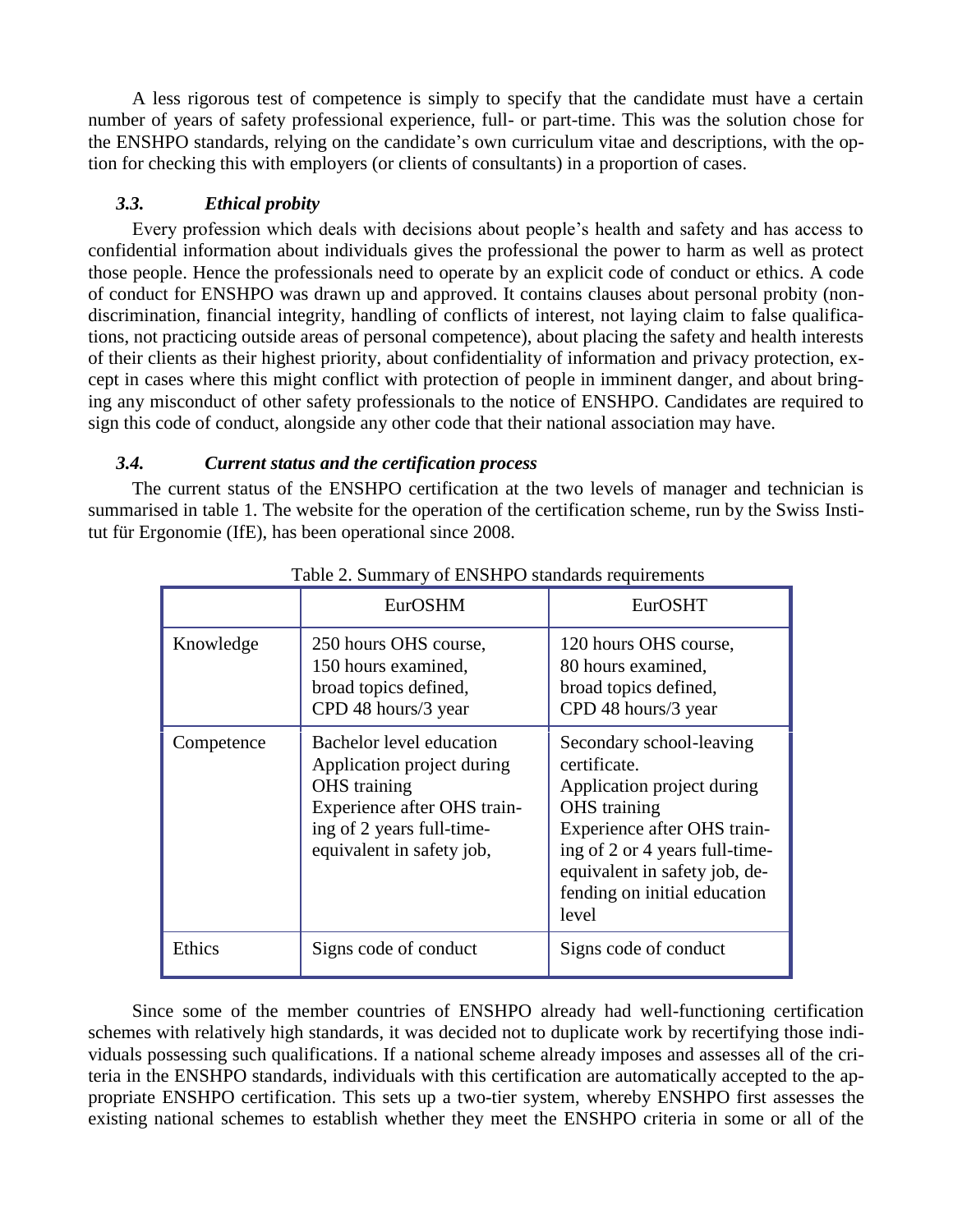A less rigorous test of competence is simply to specify that the candidate must have a certain number of years of safety professional experience, full- or part-time. This was the solution chose for the ENSHPO standards, relying on the candidate's own curriculum vitae and descriptions, with the option for checking this with employers (or clients of consultants) in a proportion of cases.

### *3.3. Ethical probity*

Every profession which deals with decisions about people's health and safety and has access to confidential information about individuals gives the professional the power to harm as well as protect those people. Hence the professionals need to operate by an explicit code of conduct or ethics. A code of conduct for ENSHPO was drawn up and approved. It contains clauses about personal probity (non-discrimination, financial integrity, handling of conflicts of interest, not laying claim to false qualifications, not practicing outside areas of personal competence), about placing the safety and health interests of their clients as their highest priority, about confidentiality of information and privacy protection, except in cases where this might conflict with protection of people in imminent danger, and about bringing any misconduct of other safety professionals to the notice of ENSHPO. Candidates are required to sign this code of conduct, alongside any other code that their national association may have.

### *3.4. Current status and the certification process*

The current status of the ENSHPO certification at the two levels of manager and technician is summarised in table 1. The website for the operation of the certification scheme, run by the Swiss Institut für Ergonomie (IfE), has been operational since 2008.

Table 2. Summary of ENSHPO standards requirements

| | EurOSHM | EurOSHT |
|---|---|---|
| Knowledge | 250 hours OHS course, 150 hours examined, broad topics defined, CPD 48 hours/3 year | 120 hours OHS course, 80 hours examined, broad topics defined, CPD 48 hours/3 year |
| Competence | Bachelor level education Application project during OHS training Experience after OHS training of 2 years full-time-equivalent in safety job, | Secondary school-leaving certificate. Application project during OHS training Experience after OHS training of 2 or 4 years full-time-equivalent in safety job, defending on initial education level |
| Ethics | Signs code of conduct | Signs code of conduct |

Since some of the member countries of ENSHPO already had well-functioning certification schemes with relatively high standards, it was decided not to duplicate work by recertifying those individuals possessing such qualifications. If a national scheme already imposes and assesses all of the criteria in the ENSHPO standards, individuals with this certification are automatically accepted to the appropriate ENSHPO certification. This sets up a two-tier system, whereby ENSHPO first assesses the existing national schemes to establish whether they meet the ENSHPO criteria in some or all of the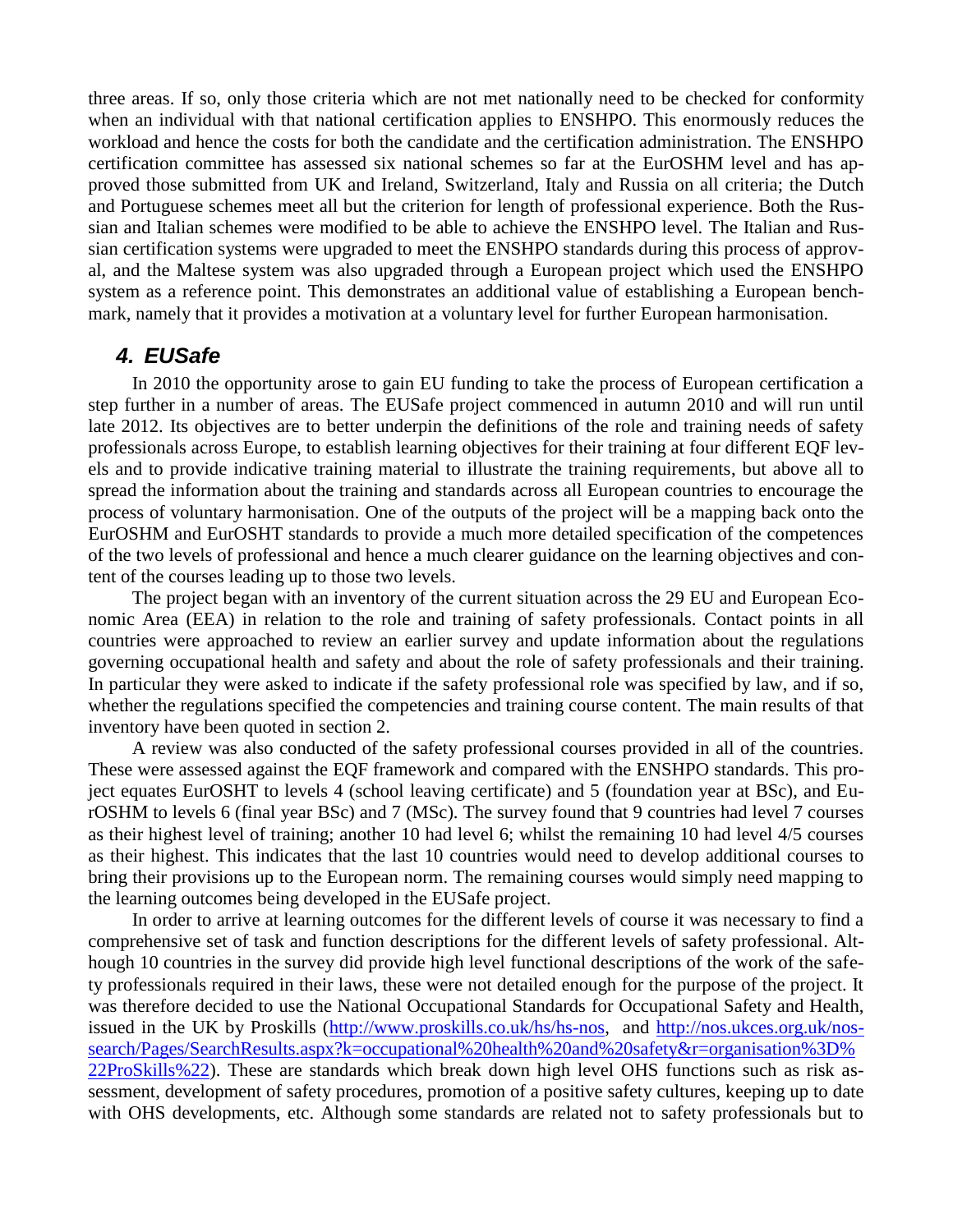three areas. If so, only those criteria which are not met nationally need to be checked for conformity when an individual with that national certification applies to ENSHPO. This enormously reduces the workload and hence the costs for both the candidate and the certification administration. The ENSHPO certification committee has assessed six national schemes so far at the EurOSHM level and has approved those submitted from UK and Ireland, Switzerland, Italy and Russia on all criteria; the Dutch and Portuguese schemes meet all but the criterion for length of professional experience. Both the Russian and Italian schemes were modified to be able to achieve the ENSHPO level. The Italian and Russian certification systems were upgraded to meet the ENSHPO standards during this process of approval, and the Maltese system was also upgraded through a European project which used the ENSHPO system as a reference point. This demonstrates an additional value of establishing a European benchmark, namely that it provides a motivation at a voluntary level for further European harmonisation.

## *4. EUSafe*

In 2010 the opportunity arose to gain EU funding to take the process of European certification a step further in a number of areas. The EUSafe project commenced in autumn 2010 and will run until late 2012. Its objectives are to better underpin the definitions of the role and training needs of safety professionals across Europe, to establish learning objectives for their training at four different EQF levels and to provide indicative training material to illustrate the training requirements, but above all to spread the information about the training and standards across all European countries to encourage the process of voluntary harmonisation. One of the outputs of the project will be a mapping back onto the EurOSHM and EurOSHT standards to provide a much more detailed specification of the competences of the two levels of professional and hence a much clearer guidance on the learning objectives and content of the courses leading up to those two levels.

The project began with an inventory of the current situation across the 29 EU and European Economic Area (EEA) in relation to the role and training of safety professionals. Contact points in all countries were approached to review an earlier survey and update information about the regulations governing occupational health and safety and about the role of safety professionals and their training. In particular they were asked to indicate if the safety professional role was specified by law, and if so, whether the regulations specified the competencies and training course content. The main results of that inventory have been quoted in section 2.

A review was also conducted of the safety professional courses provided in all of the countries. These were assessed against the EQF framework and compared with the ENSHPO standards. This project equates EurOSHT to levels 4 (school leaving certificate) and 5 (foundation year at BSc), and EurOSHM to levels 6 (final year BSc) and 7 (MSc). The survey found that 9 countries had level 7 courses as their highest level of training; another 10 had level 6; whilst the remaining 10 had level 4/5 courses as their highest. This indicates that the last 10 countries would need to develop additional courses to bring their provisions up to the European norm. The remaining courses would simply need mapping to the learning outcomes being developed in the EUSafe project.

In order to arrive at learning outcomes for the different levels of course it was necessary to find a comprehensive set of task and function descriptions for the different levels of safety professional. Although 10 countries in the survey did provide high level functional descriptions of the work of the safety professionals required in their laws, these were not detailed enough for the purpose of the project. It was therefore decided to use the National Occupational Standards for Occupational Safety and Health, issued in the UK by Proskills (http://www.proskills.co.uk/hs/hs-nos, and http://nos.ukces.org.uk/nos-search/Pages/SearchResults.aspx?k=occupational%20health%20and%20safety&r=organisation%3D%22ProSkills%22). These are standards which break down high level OHS functions such as risk assessment, development of safety procedures, promotion of a positive safety cultures, keeping up to date with OHS developments, etc. Although some standards are related not to safety professionals but to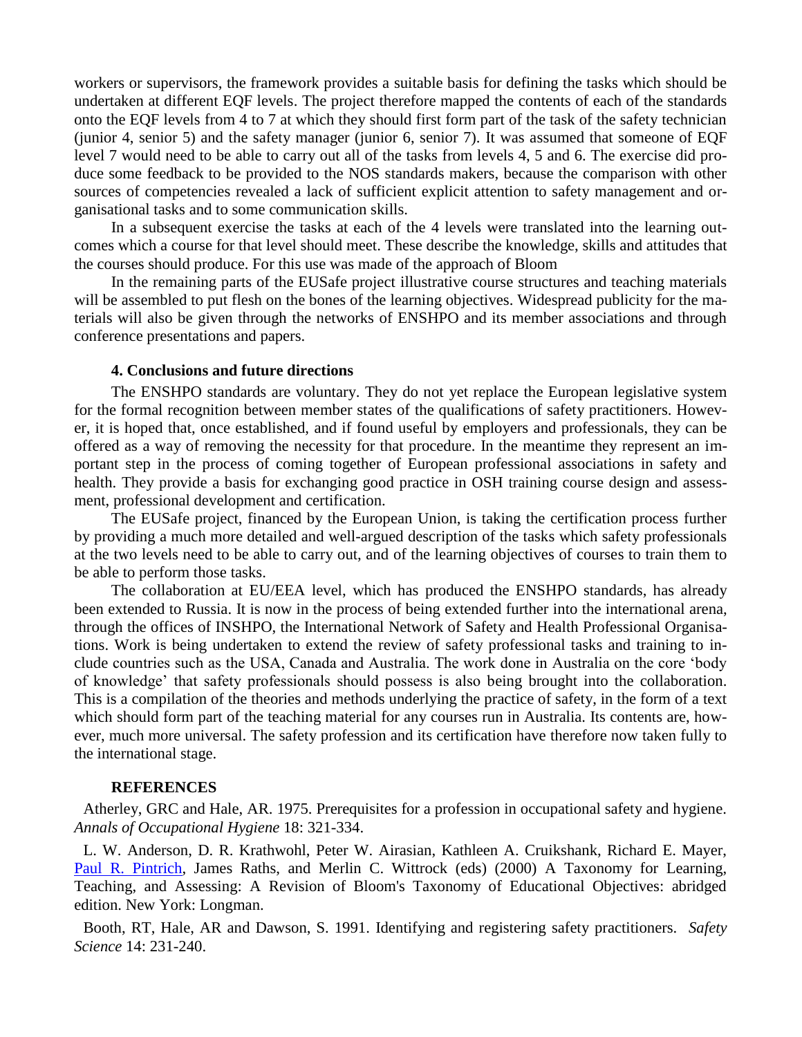workers or supervisors, the framework provides a suitable basis for defining the tasks which should be undertaken at different EQF levels. The project therefore mapped the contents of each of the standards onto the EQF levels from 4 to 7 at which they should first form part of the task of the safety technician (junior 4, senior 5) and the safety manager (junior 6, senior 7). It was assumed that someone of EQF level 7 would need to be able to carry out all of the tasks from levels 4, 5 and 6. The exercise did produce some feedback to be provided to the NOS standards makers, because the comparison with other sources of competencies revealed a lack of sufficient explicit attention to safety management and organisational tasks and to some communication skills.

In a subsequent exercise the tasks at each of the 4 levels were translated into the learning outcomes which a course for that level should meet. These describe the knowledge, skills and attitudes that the courses should produce. For this use was made of the approach of Bloom

In the remaining parts of the EUSafe project illustrative course structures and teaching materials will be assembled to put flesh on the bones of the learning objectives. Widespread publicity for the materials will also be given through the networks of ENSHPO and its member associations and through conference presentations and papers.

### 4. Conclusions and future directions

The ENSHPO standards are voluntary. They do not yet replace the European legislative system for the formal recognition between member states of the qualifications of safety practitioners. However, it is hoped that, once established, and if found useful by employers and professionals, they can be offered as a way of removing the necessity for that procedure. In the meantime they represent an important step in the process of coming together of European professional associations in safety and health. They provide a basis for exchanging good practice in OSH training course design and assessment, professional development and certification.

The EUSafe project, financed by the European Union, is taking the certification process further by providing a much more detailed and well-argued description of the tasks which safety professionals at the two levels need to be able to carry out, and of the learning objectives of courses to train them to be able to perform those tasks.

The collaboration at EU/EEA level, which has produced the ENSHPO standards, has already been extended to Russia. It is now in the process of being extended further into the international arena, through the offices of INSHPO, the International Network of Safety and Health Professional Organisations. Work is being undertaken to extend the review of safety professional tasks and training to include countries such as the USA, Canada and Australia. The work done in Australia on the core 'body of knowledge' that safety professionals should possess is also being brought into the collaboration. This is a compilation of the theories and methods underlying the practice of safety, in the form of a text which should form part of the teaching material for any courses run in Australia. Its contents are, however, much more universal. The safety profession and its certification have therefore now taken fully to the international stage.

### REFERENCES

Atherley, GRC and Hale, AR. 1975. Prerequisites for a profession in occupational safety and hygiene. *Annals of Occupational Hygiene* 18: 321-334.

L. W. Anderson, D. R. Krathwohl, Peter W. Airasian, Kathleen A. Cruikshank, Richard E. Mayer, Paul R. Pintrich, James Raths, and Merlin C. Wittrock (eds) (2000) A Taxonomy for Learning, Teaching, and Assessing: A Revision of Bloom's Taxonomy of Educational Objectives: abridged edition. New York: Longman.

Booth, RT, Hale, AR and Dawson, S. 1991. Identifying and registering safety practitioners. *Safety Science* 14: 231-240.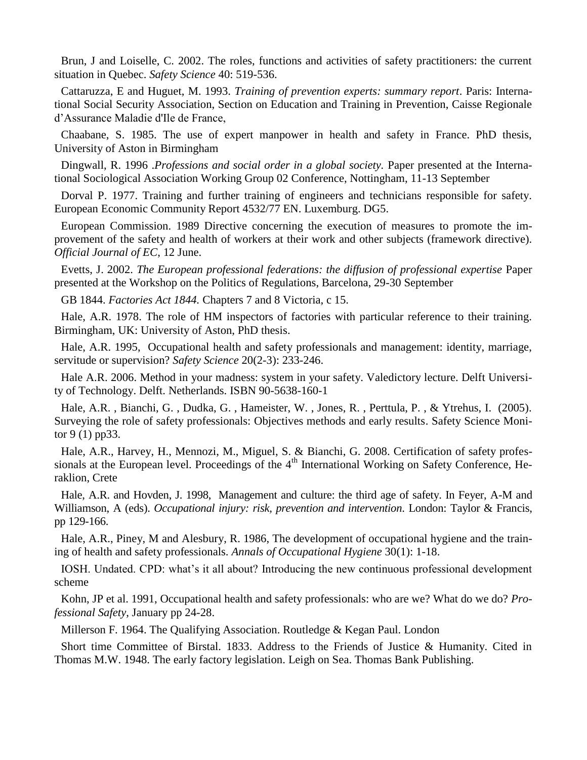Brun, J and Loiselle, C. 2002. The roles, functions and activities of safety practitioners: the current situation in Quebec. *Safety Science* 40: 519-536.

Cattaruzza, E and Huguet, M. 1993. *Training of prevention experts: summary report*. Paris: International Social Security Association, Section on Education and Training in Prevention, Caisse Regionale d'Assurance Maladie d'Ile de France,

Chaabane, S. 1985. The use of expert manpower in health and safety in France. PhD thesis, University of Aston in Birmingham

Dingwall, R. 1996 .*Professions and social order in a global society.* Paper presented at the International Sociological Association Working Group 02 Conference, Nottingham, 11-13 September

Dorval P. 1977. Training and further training of engineers and technicians responsible for safety. European Economic Community Report 4532/77 EN. Luxemburg. DG5.

European Commission. 1989 Directive concerning the execution of measures to promote the improvement of the safety and health of workers at their work and other subjects (framework directive). *Official Journal of EC*, 12 June.

Evetts, J. 2002. *The European professional federations: the diffusion of professional expertise* Paper presented at the Workshop on the Politics of Regulations, Barcelona, 29-30 September

GB 1844. *Factories Act 1844.* Chapters 7 and 8 Victoria, c 15.

Hale, A.R. 1978. The role of HM inspectors of factories with particular reference to their training. Birmingham, UK: University of Aston, PhD thesis.

Hale, A.R. 1995, Occupational health and safety professionals and management: identity, marriage, servitude or supervision? *Safety Science* 20(2-3): 233-246.

Hale A.R. 2006. Method in your madness: system in your safety. Valedictory lecture. Delft University of Technology. Delft. Netherlands. ISBN 90-5638-160-1

Hale, A.R. , Bianchi, G. , Dudka, G. , Hameister, W. , Jones, R. , Perttula, P. , & Ytrehus, I. (2005). Surveying the role of safety professionals: Objectives methods and early results. Safety Science Monitor 9 (1) pp33.

Hale, A.R., Harvey, H., Mennozi, M., Miguel, S. & Bianchi, G. 2008. Certification of safety professionals at the European level. Proceedings of the 4th International Working on Safety Conference, Heraklion, Crete

Hale, A.R. and Hovden, J. 1998, Management and culture: the third age of safety. In Feyer, A-M and Williamson, A (eds). *Occupational injury: risk, prevention and intervention.* London: Taylor & Francis, pp 129-166.

Hale, A.R., Piney, M and Alesbury, R. 1986, The development of occupational hygiene and the training of health and safety professionals. *Annals of Occupational Hygiene* 30(1): 1-18.

IOSH. Undated. CPD: what's it all about? Introducing the new continuous professional development scheme

Kohn, JP et al. 1991, Occupational health and safety professionals: who are we? What do we do? *Professional Safety*, January pp 24-28.

Millerson F. 1964. The Qualifying Association. Routledge & Kegan Paul. London

Short time Committee of Birstal. 1833. Address to the Friends of Justice & Humanity. Cited in Thomas M.W. 1948. The early factory legislation. Leigh on Sea. Thomas Bank Publishing.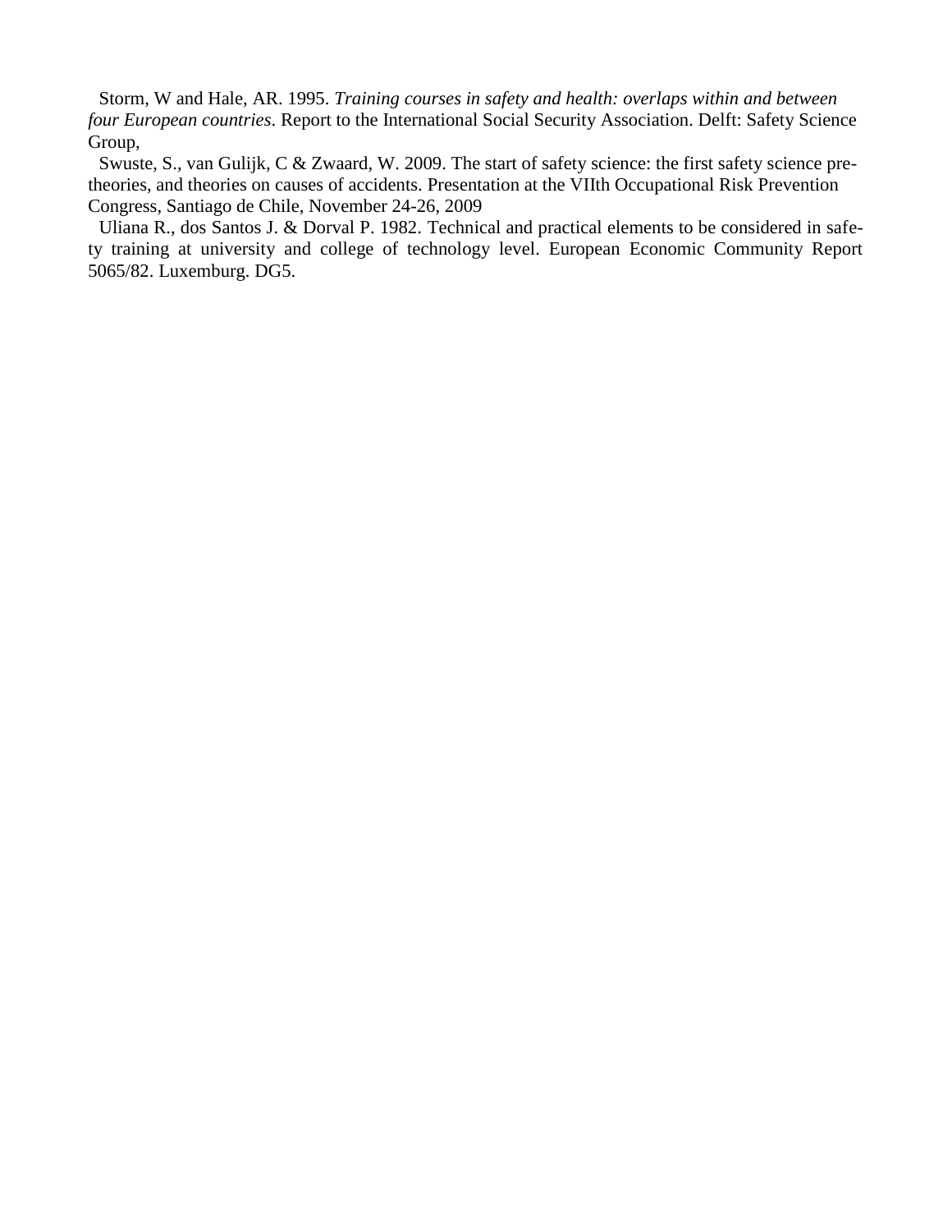Storm, W and Hale, AR. 1995. *Training courses in safety and health: overlaps within and between four European countries*. Report to the International Social Security Association. Delft: Safety Science Group,

Swuste, S., van Gulijk, C & Zwaard, W. 2009. The start of safety science: the first safety science pre-theories, and theories on causes of accidents. Presentation at the VIIth Occupational Risk Prevention Congress, Santiago de Chile, November 24-26, 2009

Uliana R., dos Santos J. & Dorval P. 1982. Technical and practical elements to be considered in safety training at university and college of technology level. European Economic Community Report 5065/82. Luxemburg. DG5.